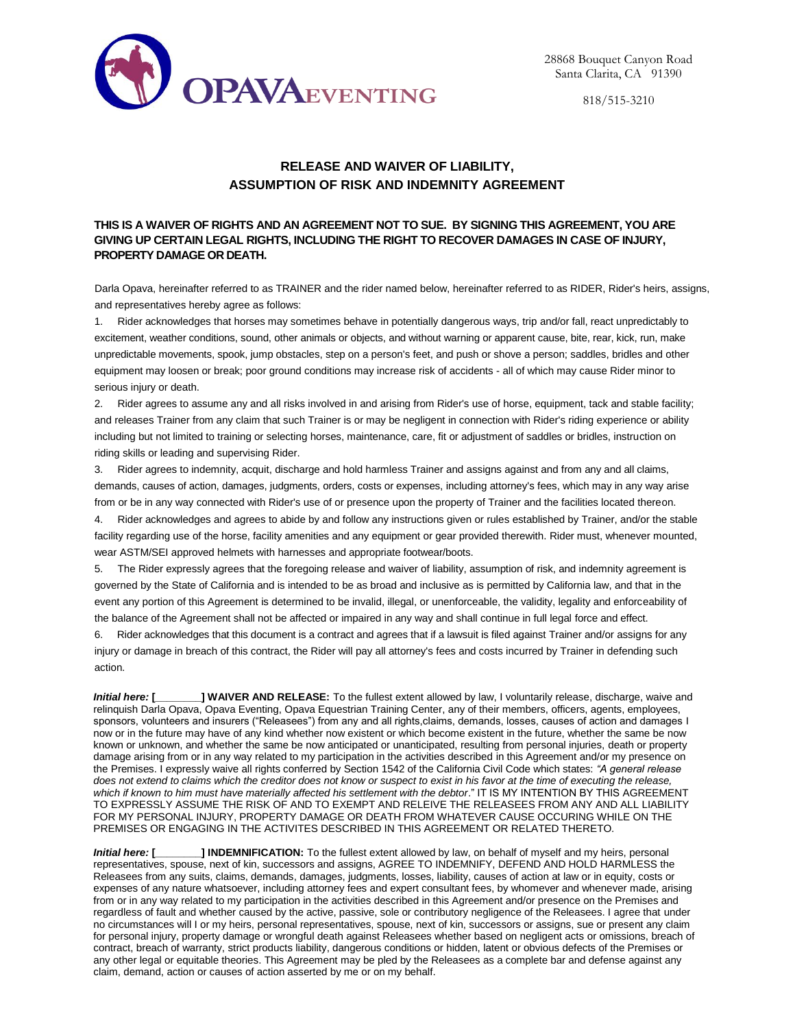OPAVA EVENTING

28868 Bouquet Canyon Road
Santa Clarita, CA 91390

818/515-3210

## RELEASE AND WAIVER OF LIABILITY, ASSUMPTION OF RISK AND INDEMNITY AGREEMENT

**THIS IS A WAIVER OF RIGHTS AND AN AGREEMENT NOT TO SUE. BY SIGNING THIS AGREEMENT, YOU ARE GIVING UP CERTAIN LEGAL RIGHTS, INCLUDING THE RIGHT TO RECOVER DAMAGES IN CASE OF INJURY, PROPERTY DAMAGE OR DEATH.**

Darla Opava, hereinafter referred to as TRAINER and the rider named below, hereinafter referred to as RIDER, Rider's heirs, assigns, and representatives hereby agree as follows:

1. Rider acknowledges that horses may sometimes behave in potentially dangerous ways, trip and/or fall, react unpredictably to excitement, weather conditions, sound, other animals or objects, and without warning or apparent cause, bite, rear, kick, run, make unpredictable movements, spook, jump obstacles, step on a person's feet, and push or shove a person; saddles, bridles and other equipment may loosen or break; poor ground conditions may increase risk of accidents - all of which may cause Rider minor to serious injury or death.
2. Rider agrees to assume any and all risks involved in and arising from Rider's use of horse, equipment, tack and stable facility; and releases Trainer from any claim that such Trainer is or may be negligent in connection with Rider's riding experience or ability including but not limited to training or selecting horses, maintenance, care, fit or adjustment of saddles or bridles, instruction on riding skills or leading and supervising Rider.
3. Rider agrees to indemnity, acquit, discharge and hold harmless Trainer and assigns against and from any and all claims, demands, causes of action, damages, judgments, orders, costs or expenses, including attorney's fees, which may in any way arise from or be in any way connected with Rider's use of or presence upon the property of Trainer and the facilities located thereon.
4. Rider acknowledges and agrees to abide by and follow any instructions given or rules established by Trainer, and/or the stable facility regarding use of the horse, facility amenities and any equipment or gear provided therewith. Rider must, whenever mounted, wear ASTM/SEI approved helmets with harnesses and appropriate footwear/boots.
5. The Rider expressly agrees that the foregoing release and waiver of liability, assumption of risk, and indemnity agreement is governed by the State of California and is intended to be as broad and inclusive as is permitted by California law, and that in the event any portion of this Agreement is determined to be invalid, illegal, or unenforceable, the validity, legality and enforceability of the balance of the Agreement shall not be affected or impaired in any way and shall continue in full legal force and effect.
6. Rider acknowledges that this document is a contract and agrees that if a lawsuit is filed against Trainer and/or assigns for any injury or damage in breach of this contract, the Rider will pay all attorney's fees and costs incurred by Trainer in defending such action.

***Initial here:* [________] WAIVER AND RELEASE:** To the fullest extent allowed by law, I voluntarily release, discharge, waive and relinquish Darla Opava, Opava Eventing, Opava Equestrian Training Center, any of their members, officers, agents, employees, sponsors, volunteers and insurers ("Releasees") from any and all rights,claims, demands, losses, causes of action and damages I now or in the future may have of any kind whether now existent or which become existent in the future, whether the same be now known or unknown, and whether the same be now anticipated or unanticipated, resulting from personal injuries, death or property damage arising from or in any way related to my participation in the activities described in this Agreement and/or my presence on the Premises. I expressly waive all rights conferred by Section 1542 of the California Civil Code which states: *"A general release does not extend to claims which the creditor does not know or suspect to exist in his favor at the time of executing the release, which if known to him must have materially affected his settlement with the debtor*." IT IS MY INTENTION BY THIS AGREEMENT TO EXPRESSLY ASSUME THE RISK OF AND TO EXEMPT AND RELEIVE THE RELEASEES FROM ANY AND ALL LIABILITY FOR MY PERSONAL INJURY, PROPERTY DAMAGE OR DEATH FROM WHATEVER CAUSE OCCURING WHILE ON THE PREMISES OR ENGAGING IN THE ACTIVITES DESCRIBED IN THIS AGREEMENT OR RELATED THERETO.

***Initial here:* [________] INDEMNIFICATION:** To the fullest extent allowed by law, on behalf of myself and my heirs, personal representatives, spouse, next of kin, successors and assigns, AGREE TO INDEMNIFY, DEFEND AND HOLD HARMLESS the Releasees from any suits, claims, demands, damages, judgments, losses, liability, causes of action at law or in equity, costs or expenses of any nature whatsoever, including attorney fees and expert consultant fees, by whomever and whenever made, arising from or in any way related to my participation in the activities described in this Agreement and/or presence on the Premises and regardless of fault and whether caused by the active, passive, sole or contributory negligence of the Releasees. I agree that under no circumstances will I or my heirs, personal representatives, spouse, next of kin, successors or assigns, sue or present any claim for personal injury, property damage or wrongful death against Releasees whether based on negligent acts or omissions, breach of contract, breach of warranty, strict products liability, dangerous conditions or hidden, latent or obvious defects of the Premises or any other legal or equitable theories. This Agreement may be pled by the Releasees as a complete bar and defense against any claim, demand, action or causes of action asserted by me or on my behalf.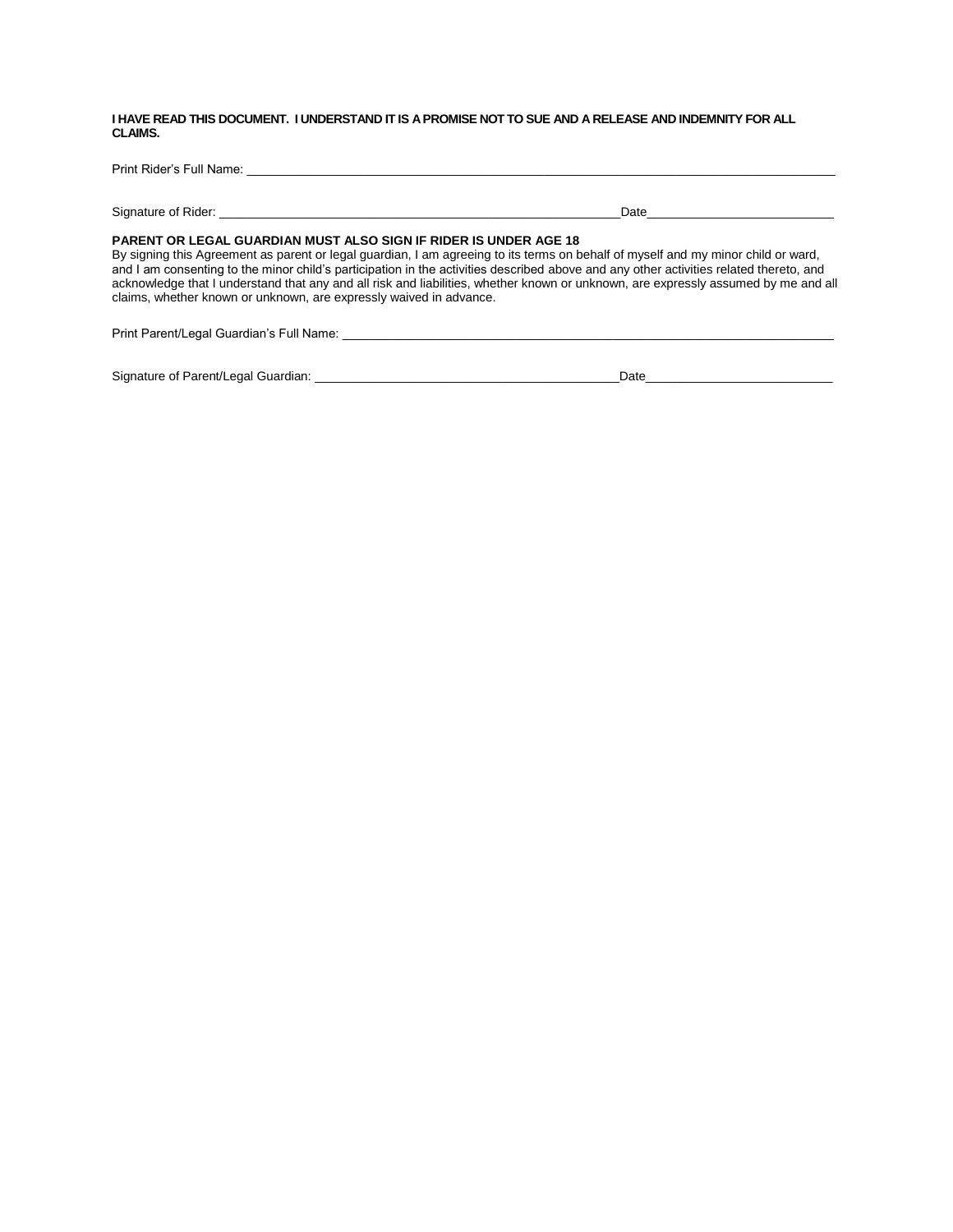**I HAVE READ THIS DOCUMENT. I UNDERSTAND IT IS A PROMISE NOT TO SUE AND A RELEASE AND INDEMNITY FOR ALL CLAIMS.**

Print Rider's Full Name: ______________________________________________________________________________

Signature of Rider: ____________________________________________________Date________________________

**PARENT OR LEGAL GUARDIAN MUST ALSO SIGN IF RIDER IS UNDER AGE 18**

By signing this Agreement as parent or legal guardian, I am agreeing to its terms on behalf of myself and my minor child or ward, and I am consenting to the minor child's participation in the activities described above and any other activities related thereto, and acknowledge that I understand that any and all risk and liabilities, whether known or unknown, are expressly assumed by me and all claims, whether known or unknown, are expressly waived in advance.

Print Parent/Legal Guardian's Full Name: ________________________________________________________________

Signature of Parent/Legal Guardian: ____________________________________Date________________________